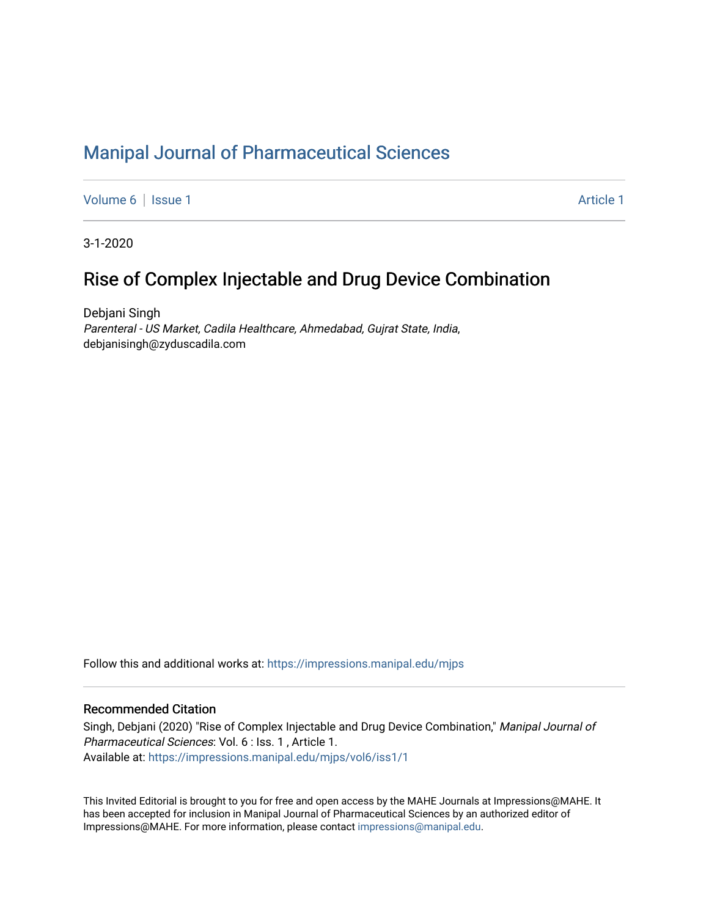# Manipal Journal of Pharmaceutical Sciences

Volume 6 | Issue 1 Article 1

3-1-2020

## Rise of Complex Injectable and Drug Device Combination

Debjani Singh
*Parenteral - US Market, Cadila Healthcare, Ahmedabad, Gujrat State, India*, debjanisingh@zyduscadila.com

Follow this and additional works at: https://impressions.manipal.edu/mjps

### Recommended Citation

Singh, Debjani (2020) "Rise of Complex Injectable and Drug Device Combination," *Manipal Journal of Pharmaceutical Sciences*: Vol. 6 : Iss. 1 , Article 1.
Available at: https://impressions.manipal.edu/mjps/vol6/iss1/1

This Invited Editorial is brought to you for free and open access by the MAHE Journals at Impressions@MAHE. It has been accepted for inclusion in Manipal Journal of Pharmaceutical Sciences by an authorized editor of Impressions@MAHE. For more information, please contact impressions@manipal.edu.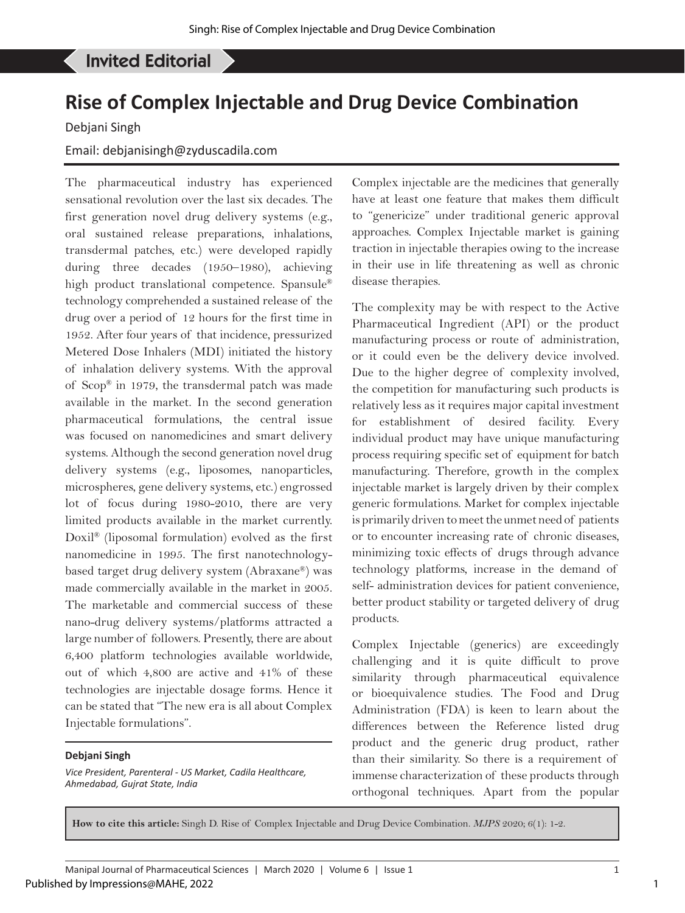## Invited Editorial

# Rise of Complex Injectable and Drug Device Combination

Debjani Singh

Email: debjanisingh@zyduscadila.com

The pharmaceutical industry has experienced sensational revolution over the last six decades. The first generation novel drug delivery systems (e.g., oral sustained release preparations, inhalations, transdermal patches, etc.) were developed rapidly during three decades (1950–1980), achieving high product translational competence. Spansule® technology comprehended a sustained release of the drug over a period of 12 hours for the first time in 1952. After four years of that incidence, pressurized Metered Dose Inhalers (MDI) initiated the history of inhalation delivery systems. With the approval of Scop® in 1979, the transdermal patch was made available in the market. In the second generation pharmaceutical formulations, the central issue was focused on nanomedicines and smart delivery systems. Although the second generation novel drug delivery systems (e.g., liposomes, nanoparticles, microspheres, gene delivery systems, etc.) engrossed lot of focus during 1980-2010, there are very limited products available in the market currently. Doxil® (liposomal formulation) evolved as the first nanomedicine in 1995. The first nanotechnology-based target drug delivery system (Abraxane®) was made commercially available in the market in 2005. The marketable and commercial success of these nano-drug delivery systems/platforms attracted a large number of followers. Presently, there are about 6,400 platform technologies available worldwide, out of which 4,800 are active and 41% of these technologies are injectable dosage forms. Hence it can be stated that "The new era is all about Complex Injectable formulations".

**Debjani Singh**

*Vice President, Parenteral - US Market, Cadila Healthcare, Ahmedabad, Gujrat State, India*

Complex injectable are the medicines that generally have at least one feature that makes them difficult to "genericize" under traditional generic approval approaches. Complex Injectable market is gaining traction in injectable therapies owing to the increase in their use in life threatening as well as chronic disease therapies.

The complexity may be with respect to the Active Pharmaceutical Ingredient (API) or the product manufacturing process or route of administration, or it could even be the delivery device involved. Due to the higher degree of complexity involved, the competition for manufacturing such products is relatively less as it requires major capital investment for establishment of desired facility. Every individual product may have unique manufacturing process requiring specific set of equipment for batch manufacturing. Therefore, growth in the complex injectable market is largely driven by their complex generic formulations. Market for complex injectable is primarily driven to meet the unmet need of patients or to encounter increasing rate of chronic diseases, minimizing toxic effects of drugs through advance technology platforms, increase in the demand of self- administration devices for patient convenience, better product stability or targeted delivery of drug products.

Complex Injectable (generics) are exceedingly challenging and it is quite difficult to prove similarity through pharmaceutical equivalence or bioequivalence studies. The Food and Drug Administration (FDA) is keen to learn about the differences between the Reference listed drug product and the generic drug product, rather than their similarity. So there is a requirement of immense characterization of these products through orthogonal techniques. Apart from the popular

**How to cite this article:** Singh D. Rise of Complex Injectable and Drug Device Combination. *MJPS* 2020; 6(1): 1-2.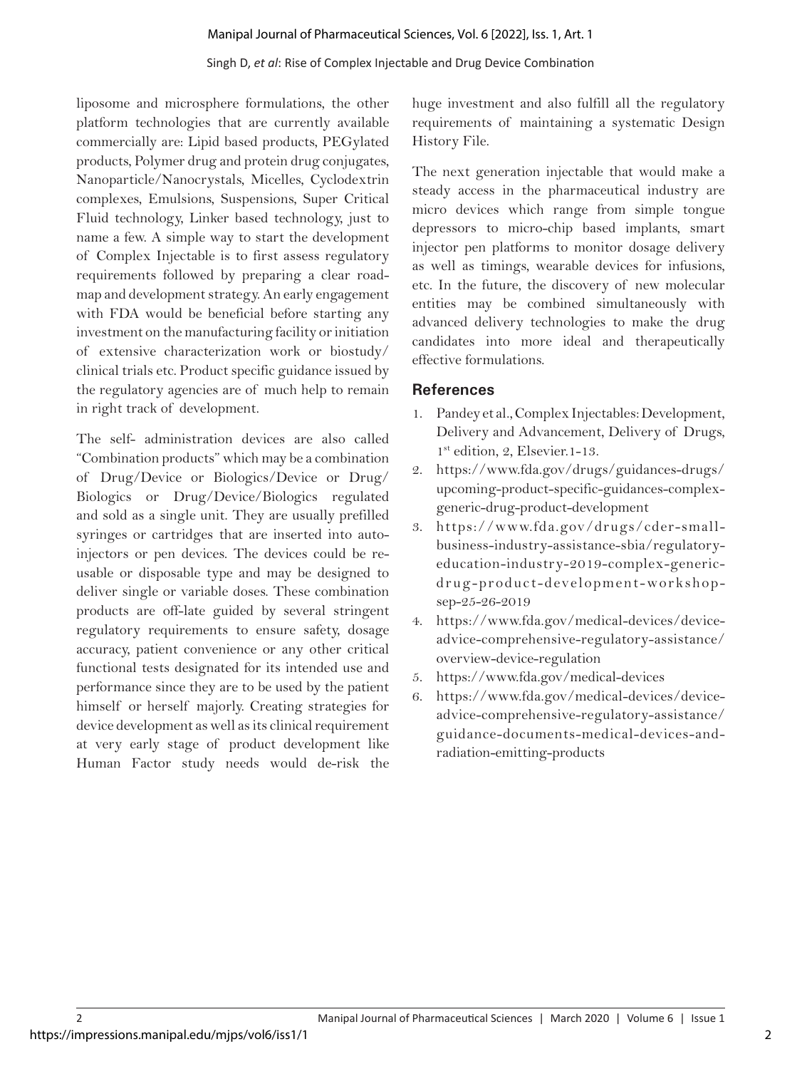liposome and microsphere formulations, the other platform technologies that are currently available commercially are: Lipid based products, PEGylated products, Polymer drug and protein drug conjugates, Nanoparticle/Nanocrystals, Micelles, Cyclodextrin complexes, Emulsions, Suspensions, Super Critical Fluid technology, Linker based technology, just to name a few. A simple way to start the development of Complex Injectable is to first assess regulatory requirements followed by preparing a clear road-map and development strategy. An early engagement with FDA would be beneficial before starting any investment on the manufacturing facility or initiation of extensive characterization work or biostudy/ clinical trials etc. Product specific guidance issued by the regulatory agencies are of much help to remain in right track of development.

The self- administration devices are also called "Combination products" which may be a combination of Drug/Device or Biologics/Device or Drug/ Biologics or Drug/Device/Biologics regulated and sold as a single unit. They are usually prefilled syringes or cartridges that are inserted into auto-injectors or pen devices. The devices could be re-usable or disposable type and may be designed to deliver single or variable doses. These combination products are off-late guided by several stringent regulatory requirements to ensure safety, dosage accuracy, patient convenience or any other critical functional tests designated for its intended use and performance since they are to be used by the patient himself or herself majorly. Creating strategies for device development as well as its clinical requirement at very early stage of product development like Human Factor study needs would de-risk the huge investment and also fulfill all the regulatory requirements of maintaining a systematic Design History File.

The next generation injectable that would make a steady access in the pharmaceutical industry are micro devices which range from simple tongue depressors to micro-chip based implants, smart injector pen platforms to monitor dosage delivery as well as timings, wearable devices for infusions, etc. In the future, the discovery of new molecular entities may be combined simultaneously with advanced delivery technologies to make the drug candidates into more ideal and therapeutically effective formulations.

## References

1. Pandey et al., Complex Injectables: Development, Delivery and Advancement, Delivery of Drugs, 1st edition, 2, Elsevier.1-13.
2. https://www.fda.gov/drugs/guidances-drugs/upcoming-product-specific-guidances-complex-generic-drug-product-development
3. https://www.fda.gov/drugs/cder-small-business-industry-assistance-sbia/regulatory-education-industry-2019-complex-generic-drug-product-development-workshop-sep-25-26-2019
4. https://www.fda.gov/medical-devices/device-advice-comprehensive-regulatory-assistance/overview-device-regulation
5. https://www.fda.gov/medical-devices
6. https://www.fda.gov/medical-devices/device-advice-comprehensive-regulatory-assistance/guidance-documents-medical-devices-and-radiation-emitting-products